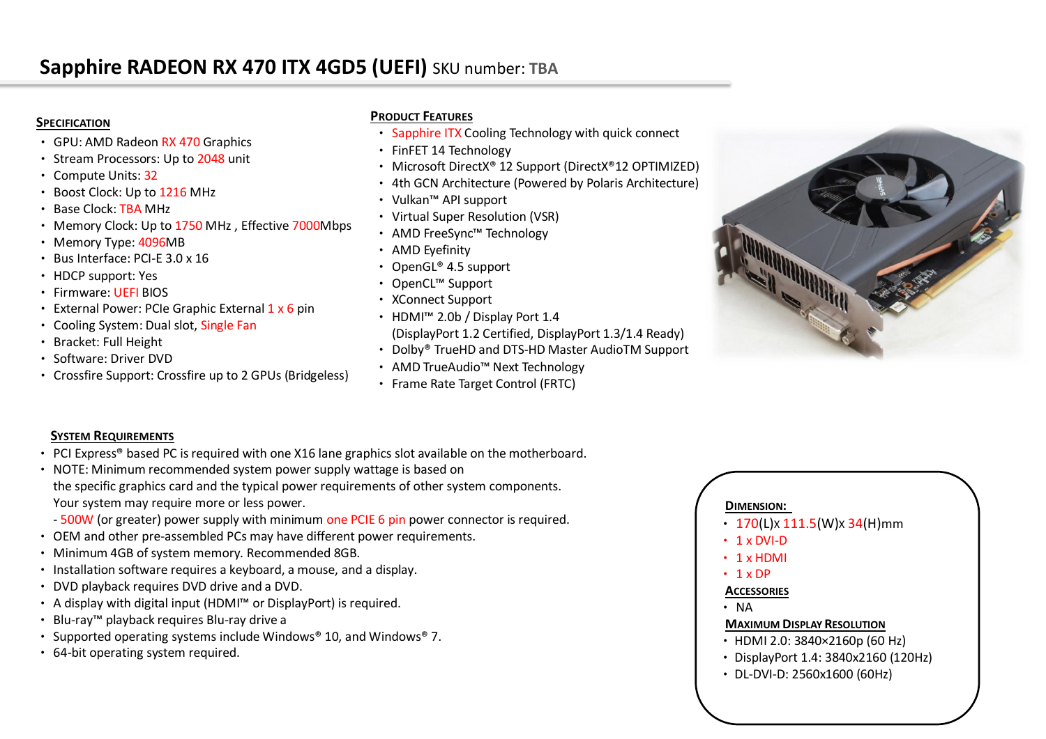# Sapphire RADEON RX 470 ITX 4GD5 (UEFI) SKU number: TBA

## Specification

- GPU: AMD Radeon RX 470 Graphics
- Stream Processors: Up to 2048 unit
- Compute Units: 32
- Boost Clock: Up to 1216 MHz
- Base Clock: TBA MHz
- Memory Clock: Up to 1750 MHz , Effective 7000Mbps
- Memory Type: 4096MB
- Bus Interface: PCI-E 3.0 x 16
- HDCP support: Yes
- Firmware: UEFI BIOS
- External Power: PCIe Graphic External 1 x 6 pin
- Cooling System: Dual slot, Single Fan
- Bracket: Full Height
- Software: Driver DVD
- Crossfire Support: Crossfire up to 2 GPUs (Bridgeless)

## Product Features

- Sapphire ITX Cooling Technology with quick connect
- FinFET 14 Technology
- Microsoft DirectX® 12 Support (DirectX®12 OPTIMIZED)
- 4th GCN Architecture (Powered by Polaris Architecture)
- Vulkan™ API support
- Virtual Super Resolution (VSR)
- AMD FreeSync™ Technology
- AMD Eyefinity
- OpenGL® 4.5 support
- OpenCL™ Support
- XConnect Support
- HDMI™ 2.0b / Display Port 1.4
  (DisplayPort 1.2 Certified, DisplayPort 1.3/1.4 Ready)
- Dolby® TrueHD and DTS-HD Master AudioTM Support
- AMD TrueAudio™ Next Technology
- Frame Rate Target Control (FRTC)

## System Requirements

- PCI Express® based PC is required with one X16 lane graphics slot available on the motherboard.
- NOTE: Minimum recommended system power supply wattage is based on the specific graphics card and the typical power requirements of other system components. Your system may require more or less power.
  - 500W (or greater) power supply with minimum one PCIE 6 pin power connector is required.
- OEM and other pre-assembled PCs may have different power requirements.
- Minimum 4GB of system memory. Recommended 8GB.
- Installation software requires a keyboard, a mouse, and a display.
- DVD playback requires DVD drive and a DVD.
- A display with digital input (HDMI™ or DisplayPort) is required.
- Blu-ray™ playback requires Blu-ray drive a
- Supported operating systems include Windows® 10, and Windows® 7.
- 64-bit operating system required.

## Dimension:

- 170(L)x 111.5(W)x 34(H)mm
- 1 x DVI-D
- 1 x HDMI
- 1 x DP

## Accessories

- NA

## Maximum Display Resolution

- HDMI 2.0: 3840×2160p (60 Hz)
- DisplayPort 1.4: 3840x2160 (120Hz)
- DL-DVI-D: 2560x1600 (60Hz)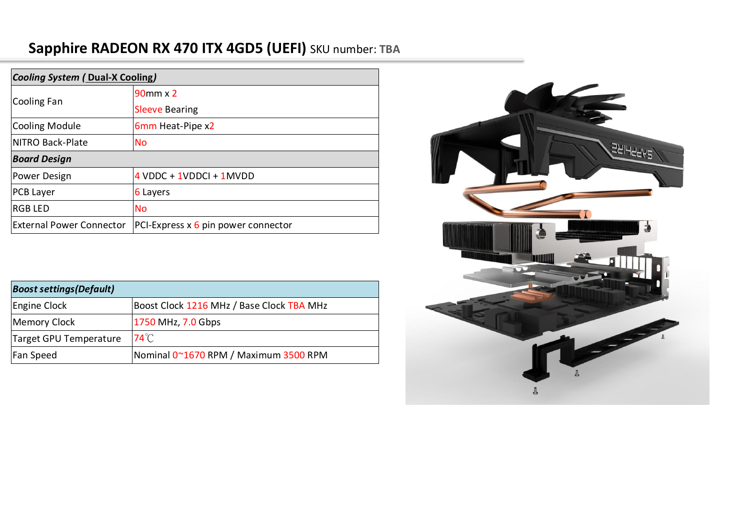# Sapphire RADEON RX 470 ITX 4GD5 (UEFI) SKU number: **TBA**

| ***Cooling System ( Dual-X Cooling)*** | |
|---|---|
| Cooling Fan | 90mm x 2<br>Sleeve Bearing |
| Cooling Module | 6mm Heat-Pipe x2 |
| NITRO Back-Plate | No |
| ***Board Design*** | |
| Power Design | 4 VDDC + 1VDDCI + 1MVDD |
| PCB Layer | 6 Layers |
| RGB LED | No |
| External Power Connector | PCI-Express x 6 pin power connector |

| ***Boost settings(Default)*** | |
|---|---|
| Engine Clock | Boost Clock 1216 MHz / Base Clock TBA MHz |
| Memory Clock | 1750 MHz, 7.0 Gbps |
| Target GPU Temperature | 74℃ |
| Fan Speed | Nominal 0~1670 RPM / Maximum 3500 RPM |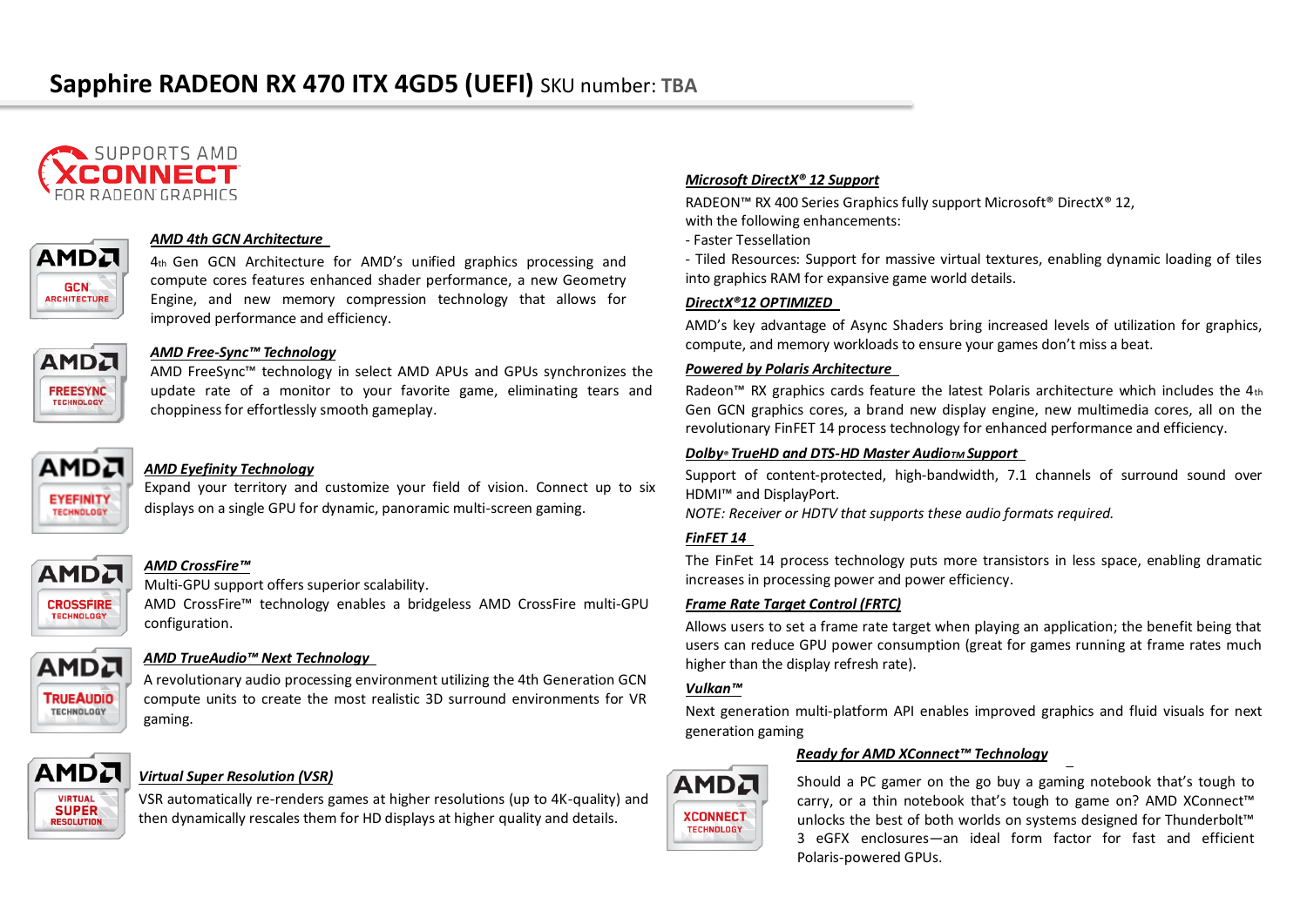# Sapphire RADEON RX 470 ITX 4GD5 (UEFI) SKU number: TBA

SUPPORTS AMD XCONNECT FOR RADEON GRAPHICS

***AMD 4th GCN Architecture***

4th Gen GCN Architecture for AMD's unified graphics processing and compute cores features enhanced shader performance, a new Geometry Engine, and new memory compression technology that allows for improved performance and efficiency.

***AMD Free-Sync™ Technology***

AMD FreeSync™ technology in select AMD APUs and GPUs synchronizes the update rate of a monitor to your favorite game, eliminating tears and choppiness for effortlessly smooth gameplay.

***AMD Eyefinity Technology***

Expand your territory and customize your field of vision. Connect up to six displays on a single GPU for dynamic, panoramic multi-screen gaming.

***AMD CrossFire™***

Multi-GPU support offers superior scalability.
AMD CrossFire™ technology enables a bridgeless AMD CrossFire multi-GPU configuration.

***AMD TrueAudio™ Next Technology***

A revolutionary audio processing environment utilizing the 4th Generation GCN compute units to create the most realistic 3D surround environments for VR gaming.

***Virtual Super Resolution (VSR)***

VSR automatically re-renders games at higher resolutions (up to 4K-quality) and then dynamically rescales them for HD displays at higher quality and details.

***Microsoft DirectX® 12 Support***

RADEON™ RX 400 Series Graphics fully support Microsoft® DirectX® 12, with the following enhancements:
- Faster Tessellation
- Tiled Resources: Support for massive virtual textures, enabling dynamic loading of tiles into graphics RAM for expansive game world details.

***DirectX®12 OPTIMIZED***

AMD's key advantage of Async Shaders bring increased levels of utilization for graphics, compute, and memory workloads to ensure your games don't miss a beat.

***Powered by Polaris Architecture***

Radeon™ RX graphics cards feature the latest Polaris architecture which includes the 4th Gen GCN graphics cores, a brand new display engine, new multimedia cores, all on the revolutionary FinFET 14 process technology for enhanced performance and efficiency.

***Dolby® TrueHD and DTS-HD Master Audio™ Support***

Support of content-protected, high-bandwidth, 7.1 channels of surround sound over HDMI™ and DisplayPort.
*NOTE: Receiver or HDTV that supports these audio formats required.*

***FinFET 14***

The FinFet 14 process technology puts more transistors in less space, enabling dramatic increases in processing power and power efficiency.

***Frame Rate Target Control (FRTC)***

Allows users to set a frame rate target when playing an application; the benefit being that users can reduce GPU power consumption (great for games running at frame rates much higher than the display refresh rate).

***Vulkan™***

Next generation multi-platform API enables improved graphics and fluid visuals for next generation gaming

***Ready for AMD XConnect™ Technology***

Should a PC gamer on the go buy a gaming notebook that's tough to carry, or a thin notebook that's tough to game on? AMD XConnect™ unlocks the best of both worlds on systems designed for Thunderbolt™ 3 eGFX enclosures—an ideal form factor for fast and efficient Polaris-powered GPUs.